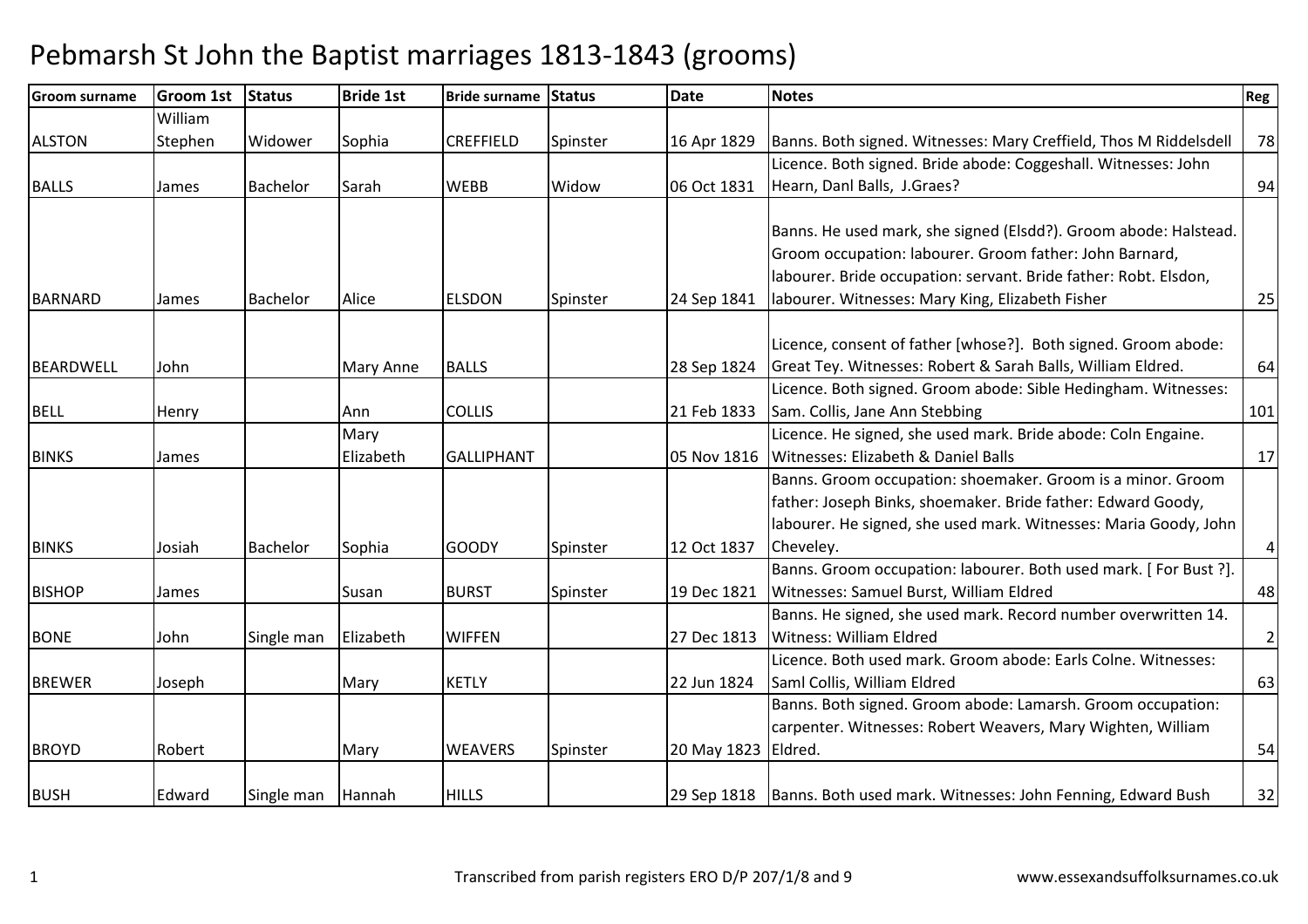# Pebmarsh St John the Baptist marriages 1813-1843 (grooms)

| Groom surname | Groom 1st | Status | Bride 1st | Bride surname | Status | Date | Notes | Reg |
|---|---|---|---|---|---|---|---|---|
| ALSTON | William Stephen | Widower | Sophia | CREFFIELD | Spinster | 16 Apr 1829 | Banns. Both signed. Witnesses: Mary Creffield, Thos M Riddelsdell | 78 |
| BALLS | James | Bachelor | Sarah | WEBB | Widow | 06 Oct 1831 | Licence. Both signed. Bride abode: Coggeshall. Witnesses: John Hearn, Danl Balls, J.Graes? | 94 |
| BARNARD | James | Bachelor | Alice | ELSDON | Spinster | 24 Sep 1841 | Banns. He used mark, she signed (Elsdd?). Groom abode: Halstead. Groom occupation: labourer. Groom father: John Barnard, labourer. Bride occupation: servant. Bride father: Robt. Elsdon, labourer. Witnesses: Mary King, Elizabeth Fisher | 25 |
| BEARDWELL | John | | Mary Anne | BALLS | | 28 Sep 1824 | Licence, consent of father [whose?]. Both signed. Groom abode: Great Tey. Witnesses: Robert & Sarah Balls, William Eldred. | 64 |
| BELL | Henry | | Ann | COLLIS | | 21 Feb 1833 | Licence. Both signed. Groom abode: Sible Hedingham. Witnesses: Sam. Collis, Jane Ann Stebbing | 101 |
| BINKS | James | | Mary Elizabeth | GALLIPHANT | | 05 Nov 1816 | Licence. He signed, she used mark. Bride abode: Coln Engaine. Witnesses: Elizabeth & Daniel Balls | 17 |
| BINKS | Josiah | Bachelor | Sophia | GOODY | Spinster | 12 Oct 1837 | Banns. Groom occupation: shoemaker. Groom is a minor. Groom father: Joseph Binks, shoemaker. Bride father: Edward Goody, labourer. He signed, she used mark. Witnesses: Maria Goody, John Cheveley. | 4 |
| BISHOP | James | | Susan | BURST | Spinster | 19 Dec 1821 | Banns. Groom occupation: labourer. Both used mark. [ For Bust ?]. Witnesses: Samuel Burst, William Eldred | 48 |
| BONE | John | Single man | Elizabeth | WIFFEN | | 27 Dec 1813 | Banns. He signed, she used mark. Record number overwritten 14. Witness: William Eldred | 2 |
| BREWER | Joseph | | Mary | KETLY | | 22 Jun 1824 | Licence. Both used mark. Groom abode: Earls Colne. Witnesses: Saml Collis, William Eldred | 63 |
| BROYD | Robert | | Mary | WEAVERS | Spinster | 20 May 1823 | Banns. Both signed. Groom abode: Lamarsh. Groom occupation: carpenter. Witnesses: Robert Weavers, Mary Wighten, William Eldred. | 54 |
| BUSH | Edward | Single man | Hannah | HILLS | | 29 Sep 1818 | Banns. Both used mark. Witnesses: John Fenning, Edward Bush | 32 |

Transcribed from parish registers ERO D/P 207/1/8 and 9 www.essexandsuffolksurnames.co.uk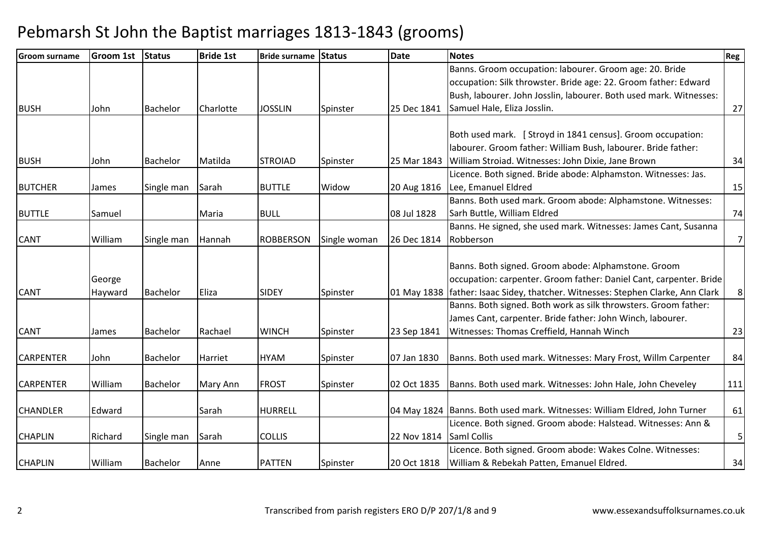# Pebmarsh St John the Baptist marriages 1813-1843 (grooms)

| Groom surname | Groom 1st | Status | Bride 1st | Bride surname | Status | Date | Notes | Reg |
|---|---|---|---|---|---|---|---|---|
| BUSH | John | Bachelor | Charlotte | JOSSLIN | Spinster | 25 Dec 1841 | Banns. Groom occupation: labourer. Groom age: 20. Bride occupation: Silk throwster. Bride age: 22. Groom father: Edward Bush, labourer. John Josslin, labourer. Both used mark. Witnesses: Samuel Hale, Eliza Josslin. | 27 |
| BUSH | John | Bachelor | Matilda | STROIAD | Spinster | 25 Mar 1843 | Both used mark. [ Stroyd in 1841 census]. Groom occupation: labourer. Groom father: William Bush, labourer. Bride father: William Stroiad. Witnesses: John Dixie, Jane Brown | 34 |
| BUTCHER | James | Single man | Sarah | BUTTLE | Widow | 20 Aug 1816 | Licence. Both signed. Bride abode: Alphamston. Witnesses: Jas. Lee, Emanuel Eldred | 15 |
| BUTTLE | Samuel | | Maria | BULL | | 08 Jul 1828 | Banns. Both used mark. Groom abode: Alphamstone. Witnesses: Sarh Buttle, William Eldred | 74 |
| CANT | William | Single man | Hannah | ROBBERSON | Single woman | 26 Dec 1814 | Banns. He signed, she used mark. Witnesses: James Cant, Susanna Robberson | 7 |
| CANT | George Hayward | Bachelor | Eliza | SIDEY | Spinster | 01 May 1838 | Banns. Both signed. Groom abode: Alphamstone. Groom occupation: carpenter. Groom father: Daniel Cant, carpenter. Bride father: Isaac Sidey, thatcher. Witnesses: Stephen Clarke, Ann Clark | 8 |
| CANT | James | Bachelor | Rachael | WINCH | Spinster | 23 Sep 1841 | Banns. Both signed. Both work as silk throwsters. Groom father: James Cant, carpenter. Bride father: John Winch, labourer. Witnesses: Thomas Creffield, Hannah Winch | 23 |
| CARPENTER | John | Bachelor | Harriet | HYAM | Spinster | 07 Jan 1830 | Banns. Both used mark. Witnesses: Mary Frost, Willm Carpenter | 84 |
| CARPENTER | William | Bachelor | Mary Ann | FROST | Spinster | 02 Oct 1835 | Banns. Both used mark. Witnesses: John Hale, John Cheveley | 111 |
| CHANDLER | Edward | | Sarah | HURRELL | | 04 May 1824 | Banns. Both used mark. Witnesses: William Eldred, John Turner | 61 |
| CHAPLIN | Richard | Single man | Sarah | COLLIS | | 22 Nov 1814 | Licence. Both signed. Groom abode: Halstead. Witnesses: Ann & Saml Collis | 5 |
| CHAPLIN | William | Bachelor | Anne | PATTEN | Spinster | 20 Oct 1818 | Licence. Both signed. Groom abode: Wakes Colne. Witnesses: William & Rebekah Patten, Emanuel Eldred. | 34 |

Transcribed from parish registers ERO D/P 207/1/8 and 9 www.essexandsuffolksurnames.co.uk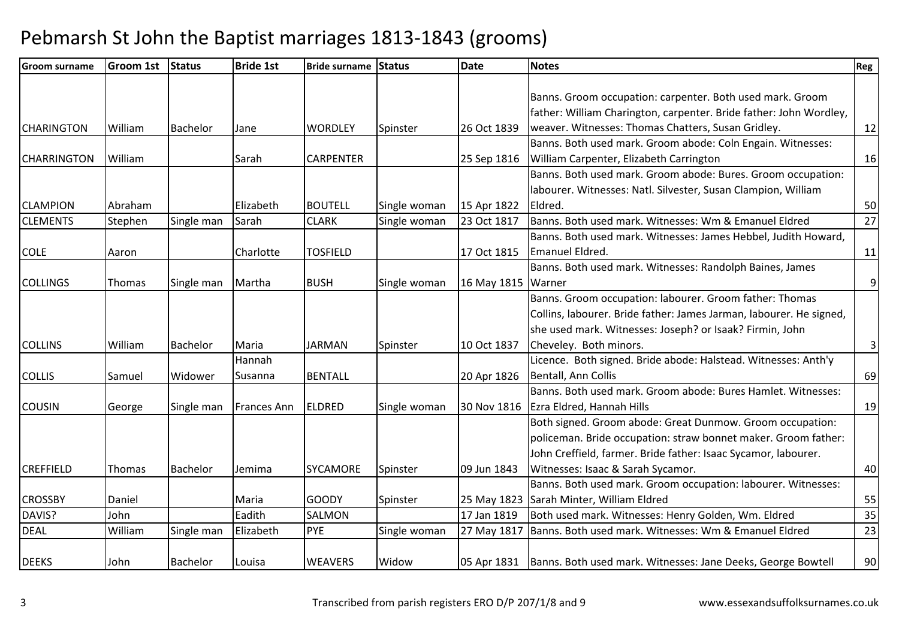# Pebmarsh St John the Baptist marriages 1813-1843 (grooms)

| Groom surname | Groom 1st | Status | Bride 1st | Bride surname | Status | Date | Notes | Reg |
|---|---|---|---|---|---|---|---|---|
| CHARINGTON | William | Bachelor | Jane | WORDLEY | Spinster | 26 Oct 1839 | Banns. Groom occupation: carpenter. Both used mark. Groom father: William Charington, carpenter. Bride father: John Wordley, weaver. Witnesses: Thomas Chatters, Susan Gridley. | 12 |
| CHARRINGTON | William | | Sarah | CARPENTER | | 25 Sep 1816 | Banns. Both used mark. Groom abode: Coln Engain. Witnesses: William Carpenter, Elizabeth Carrington | 16 |
| CLAMPION | Abraham | | Elizabeth | BOUTELL | Single woman | 15 Apr 1822 | Banns. Both used mark. Groom abode: Bures. Groom occupation: labourer. Witnesses: Natl. Silvester, Susan Clampion, William Eldred. | 50 |
| CLEMENTS | Stephen | Single man | Sarah | CLARK | Single woman | 23 Oct 1817 | Banns. Both used mark. Witnesses: Wm & Emanuel Eldred | 27 |
| COLE | Aaron | | Charlotte | TOSFIELD | | 17 Oct 1815 | Banns. Both used mark. Witnesses: James Hebbel, Judith Howard, Emanuel Eldred. | 11 |
| COLLINGS | Thomas | Single man | Martha | BUSH | Single woman | 16 May 1815 | Banns. Both used mark. Witnesses: Randolph Baines, James Warner | 9 |
| COLLINS | William | Bachelor | Maria | JARMAN | Spinster | 10 Oct 1837 | Banns. Groom occupation: labourer. Groom father: Thomas Collins, labourer. Bride father: James Jarman, labourer. He signed, she used mark. Witnesses: Joseph? or Isaak? Firmin, John Cheveley. Both minors. | 3 |
| COLLIS | Samuel | Widower | Hannah Susanna | BENTALL | | 20 Apr 1826 | Licence. Both signed. Bride abode: Halstead. Witnesses: Anth'y Bentall, Ann Collis | 69 |
| COUSIN | George | Single man | Frances Ann | ELDRED | Single woman | 30 Nov 1816 | Banns. Both used mark. Groom abode: Bures Hamlet. Witnesses: Ezra Eldred, Hannah Hills | 19 |
| CREFFIELD | Thomas | Bachelor | Jemima | SYCAMORE | Spinster | 09 Jun 1843 | Both signed. Groom abode: Great Dunmow. Groom occupation: policeman. Bride occupation: straw bonnet maker. Groom father: John Creffield, farmer. Bride father: Isaac Sycamor, labourer. Witnesses: Isaac & Sarah Sycamor. | 40 |
| CROSSBY | Daniel | | Maria | GOODY | Spinster | 25 May 1823 | Banns. Both used mark. Groom occupation: labourer. Witnesses: Sarah Minter, William Eldred | 55 |
| DAVIS? | John | | Eadith | SALMON | | 17 Jan 1819 | Both used mark. Witnesses: Henry Golden, Wm. Eldred | 35 |
| DEAL | William | Single man | Elizabeth | PYE | Single woman | 27 May 1817 | Banns. Both used mark. Witnesses: Wm & Emanuel Eldred | 23 |
| DEEKS | John | Bachelor | Louisa | WEAVERS | Widow | 05 Apr 1831 | Banns. Both used mark. Witnesses: Jane Deeks, George Bowtell | 90 |

Transcribed from parish registers ERO D/P 207/1/8 and 9

www.essexandsuffolksurnames.co.uk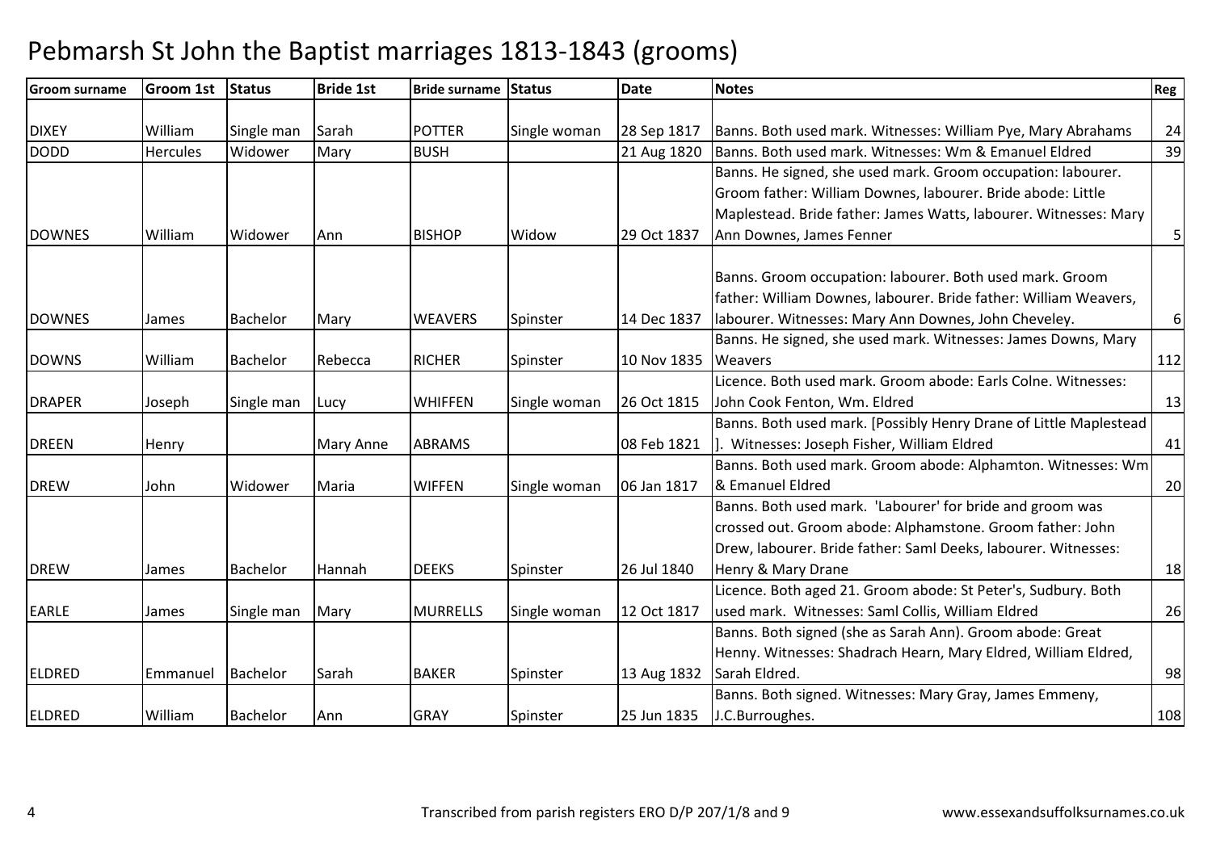# Pebmarsh St John the Baptist marriages 1813-1843 (grooms)

| Groom surname | Groom 1st | Status | Bride 1st | Bride surname | Status | Date | Notes | Reg |
|---|---|---|---|---|---|---|---|---|
| DIXEY | William | Single man | Sarah | POTTER | Single woman | 28 Sep 1817 | Banns. Both used mark. Witnesses: William Pye, Mary Abrahams | 24 |
| DODD | Hercules | Widower | Mary | BUSH | | 21 Aug 1820 | Banns. Both used mark. Witnesses: Wm & Emanuel Eldred | 39 |
| DOWNES | William | Widower | Ann | BISHOP | Widow | 29 Oct 1837 | Banns. He signed, she used mark. Groom occupation: labourer. Groom father: William Downes, labourer. Bride abode: Little Maplestead. Bride father: James Watts, labourer. Witnesses: Mary Ann Downes, James Fenner | 5 |
| DOWNES | James | Bachelor | Mary | WEAVERS | Spinster | 14 Dec 1837 | Banns. Groom occupation: labourer. Both used mark. Groom father: William Downes, labourer. Bride father: William Weavers, labourer. Witnesses: Mary Ann Downes, John Cheveley. | 6 |
| DOWNS | William | Bachelor | Rebecca | RICHER | Spinster | 10 Nov 1835 | Banns. He signed, she used mark. Witnesses: James Downs, Mary Weavers | 112 |
| DRAPER | Joseph | Single man | Lucy | WHIFFEN | Single woman | 26 Oct 1815 | Licence. Both used mark. Groom abode: Earls Colne. Witnesses: John Cook Fenton, Wm. Eldred | 13 |
| DREEN | Henry | | Mary Anne | ABRAMS | | 08 Feb 1821 | Banns. Both used mark. [Possibly Henry Drane of Little Maplestead]. Witnesses: Joseph Fisher, William Eldred | 41 |
| DREW | John | Widower | Maria | WIFFEN | Single woman | 06 Jan 1817 | Banns. Both used mark. Groom abode: Alphamton. Witnesses: Wm & Emanuel Eldred | 20 |
| DREW | James | Bachelor | Hannah | DEEKS | Spinster | 26 Jul 1840 | Banns. Both used mark. 'Labourer' for bride and groom was crossed out. Groom abode: Alphamstone. Groom father: John Drew, labourer. Bride father: Saml Deeks, labourer. Witnesses: Henry & Mary Drane | 18 |
| EARLE | James | Single man | Mary | MURRELLS | Single woman | 12 Oct 1817 | Licence. Both aged 21. Groom abode: St Peter's, Sudbury. Both used mark. Witnesses: Saml Collis, William Eldred | 26 |
| ELDRED | Emmanuel | Bachelor | Sarah | BAKER | Spinster | 13 Aug 1832 | Banns. Both signed (she as Sarah Ann). Groom abode: Great Henny. Witnesses: Shadrach Hearn, Mary Eldred, William Eldred, Sarah Eldred. | 98 |
| ELDRED | William | Bachelor | Ann | GRAY | Spinster | 25 Jun 1835 | Banns. Both signed. Witnesses: Mary Gray, James Emmeny, J.C.Burroughes. | 108 |

Transcribed from parish registers ERO D/P 207/1/8 and 9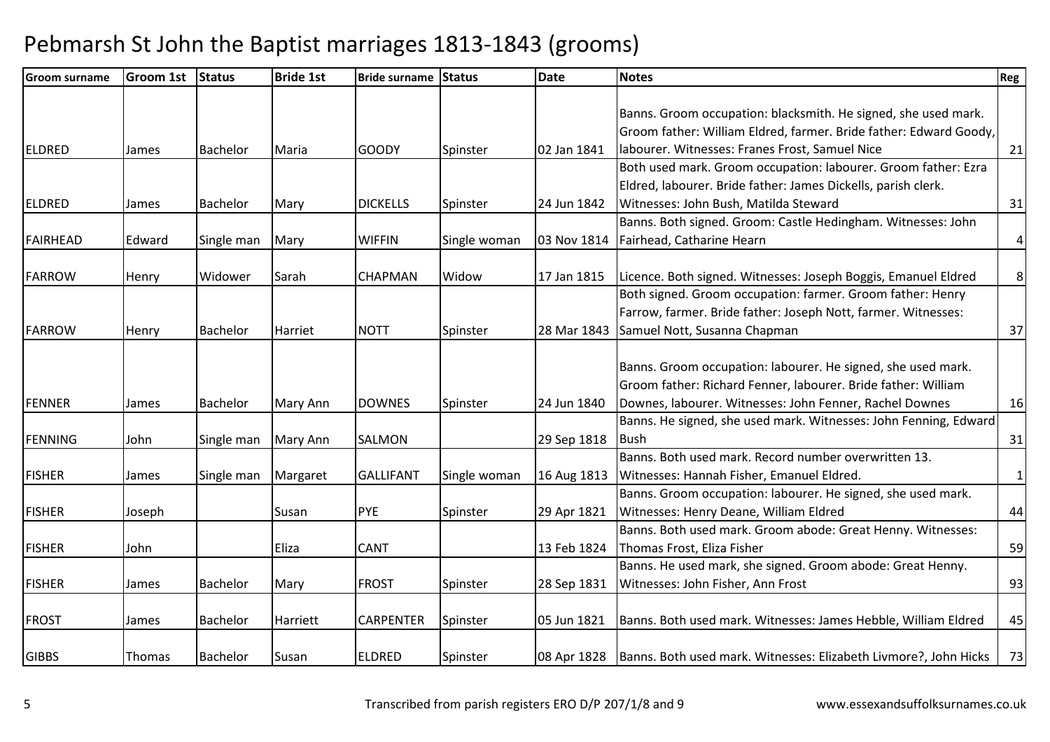# Pebmarsh St John the Baptist marriages 1813-1843 (grooms)

| Groom surname | Groom 1st | Status | Bride 1st | Bride surname | Status | Date | Notes | Reg |
|---|---|---|---|---|---|---|---|---|
| ELDRED | James | Bachelor | Maria | GOODY | Spinster | 02 Jan 1841 | Banns. Groom occupation: blacksmith. He signed, she used mark. Groom father: William Eldred, farmer. Bride father: Edward Goody, labourer. Witnesses: Franes Frost, Samuel Nice | 21 |
| ELDRED | James | Bachelor | Mary | DICKELLS | Spinster | 24 Jun 1842 | Both used mark. Groom occupation: labourer. Groom father: Ezra Eldred, labourer. Bride father: James Dickells, parish clerk. Witnesses: John Bush, Matilda Steward | 31 |
| FAIRHEAD | Edward | Single man | Mary | WIFFIN | Single woman | 03 Nov 1814 | Banns. Both signed. Groom: Castle Hedingham. Witnesses: John Fairhead, Catharine Hearn | 4 |
| FARROW | Henry | Widower | Sarah | CHAPMAN | Widow | 17 Jan 1815 | Licence. Both signed. Witnesses: Joseph Boggis, Emanuel Eldred | 8 |
| FARROW | Henry | Bachelor | Harriet | NOTT | Spinster | 28 Mar 1843 | Both signed. Groom occupation: farmer. Groom father: Henry Farrow, farmer. Bride father: Joseph Nott, farmer. Witnesses: Samuel Nott, Susanna Chapman | 37 |
| FENNER | James | Bachelor | Mary Ann | DOWNES | Spinster | 24 Jun 1840 | Banns. Groom occupation: labourer. He signed, she used mark. Groom father: Richard Fenner, labourer. Bride father: William Downes, labourer. Witnesses: John Fenner, Rachel Downes | 16 |
| FENNING | John | Single man | Mary Ann | SALMON | | 29 Sep 1818 | Banns. He signed, she used mark. Witnesses: John Fenning, Edward Bush | 31 |
| FISHER | James | Single man | Margaret | GALLIFANT | Single woman | 16 Aug 1813 | Banns. Both used mark. Record number overwritten 13. Witnesses: Hannah Fisher, Emanuel Eldred. | 1 |
| FISHER | Joseph | | Susan | PYE | Spinster | 29 Apr 1821 | Banns. Groom occupation: labourer. He signed, she used mark. Witnesses: Henry Deane, William Eldred | 44 |
| FISHER | John | | Eliza | CANT | | 13 Feb 1824 | Banns. Both used mark. Groom abode: Great Henny. Witnesses: Thomas Frost, Eliza Fisher | 59 |
| FISHER | James | Bachelor | Mary | FROST | Spinster | 28 Sep 1831 | Banns. He used mark, she signed. Groom abode: Great Henny. Witnesses: John Fisher, Ann Frost | 93 |
| FROST | James | Bachelor | Harriett | CARPENTER | Spinster | 05 Jun 1821 | Banns. Both used mark. Witnesses: James Hebble, William Eldred | 45 |
| GIBBS | Thomas | Bachelor | Susan | ELDRED | Spinster | 08 Apr 1828 | Banns. Both used mark. Witnesses: Elizabeth Livmore?, John Hicks | 73 |

Transcribed from parish registers ERO D/P 207/1/8 and 9 www.essexandsuffolksurnames.co.uk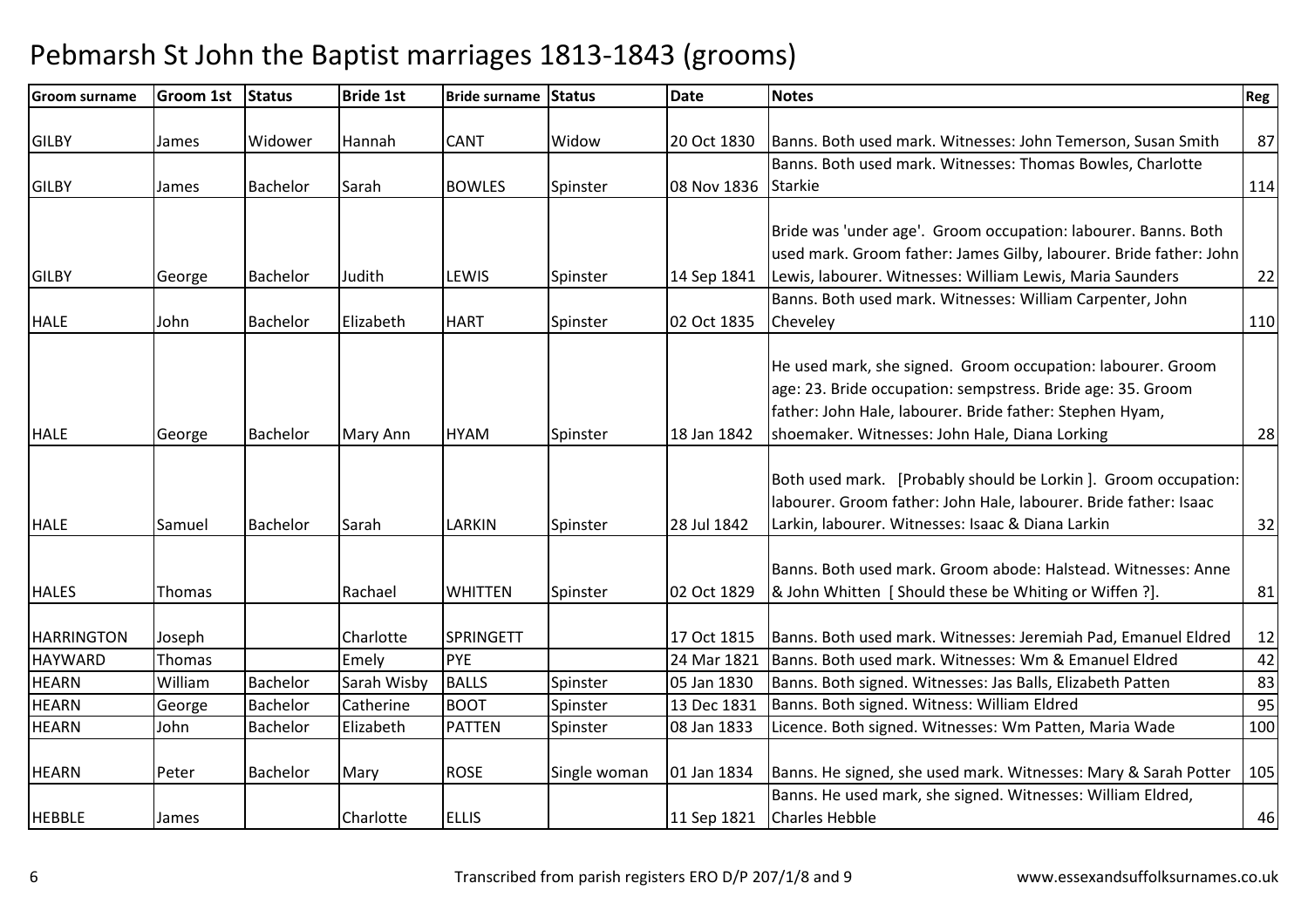# Pebmarsh St John the Baptist marriages 1813-1843 (grooms)

| Groom surname | Groom 1st | Status | Bride 1st | Bride surname | Status | Date | Notes | Reg |
|---|---|---|---|---|---|---|---|---|
| GILBY | James | Widower | Hannah | CANT | Widow | 20 Oct 1830 | Banns. Both used mark. Witnesses: John Temerson, Susan Smith | 87 |
| GILBY | James | Bachelor | Sarah | BOWLES | Spinster | 08 Nov 1836 | Banns. Both used mark. Witnesses: Thomas Bowles, Charlotte Starkie | 114 |
| GILBY | George | Bachelor | Judith | LEWIS | Spinster | 14 Sep 1841 | Bride was 'under age'. Groom occupation: labourer. Banns. Both used mark. Groom father: James Gilby, labourer. Bride father: John Lewis, labourer. Witnesses: William Lewis, Maria Saunders | 22 |
| HALE | John | Bachelor | Elizabeth | HART | Spinster | 02 Oct 1835 | Banns. Both used mark. Witnesses: William Carpenter, John Cheveley | 110 |
| HALE | George | Bachelor | Mary Ann | HYAM | Spinster | 18 Jan 1842 | He used mark, she signed. Groom occupation: labourer. Groom age: 23. Bride occupation: sempstress. Bride age: 35. Groom father: John Hale, labourer. Bride father: Stephen Hyam, shoemaker. Witnesses: John Hale, Diana Lorking | 28 |
| HALE | Samuel | Bachelor | Sarah | LARKIN | Spinster | 28 Jul 1842 | Both used mark. [Probably should be Lorkin ]. Groom occupation: labourer. Groom father: John Hale, labourer. Bride father: Isaac Larkin, labourer. Witnesses: Isaac & Diana Larkin | 32 |
| HALES | Thomas | | Rachael | WHITTEN | Spinster | 02 Oct 1829 | Banns. Both used mark. Groom abode: Halstead. Witnesses: Anne & John Whitten [ Should these be Whiting or Wiffen ?]. | 81 |
| HARRINGTON | Joseph | | Charlotte | SPRINGETT | | 17 Oct 1815 | Banns. Both used mark. Witnesses: Jeremiah Pad, Emanuel Eldred | 12 |
| HAYWARD | Thomas | | Emely | PYE | | 24 Mar 1821 | Banns. Both used mark. Witnesses: Wm & Emanuel Eldred | 42 |
| HEARN | William | Bachelor | Sarah Wisby | BALLS | Spinster | 05 Jan 1830 | Banns. Both signed. Witnesses: Jas Balls, Elizabeth Patten | 83 |
| HEARN | George | Bachelor | Catherine | BOOT | Spinster | 13 Dec 1831 | Banns. Both signed. Witness: William Eldred | 95 |
| HEARN | John | Bachelor | Elizabeth | PATTEN | Spinster | 08 Jan 1833 | Licence. Both signed. Witnesses: Wm Patten, Maria Wade | 100 |
| HEARN | Peter | Bachelor | Mary | ROSE | Single woman | 01 Jan 1834 | Banns. He signed, she used mark. Witnesses: Mary & Sarah Potter | 105 |
| HEBBLE | James | | Charlotte | ELLIS | | 11 Sep 1821 | Banns. He used mark, she signed. Witnesses: William Eldred, Charles Hebble | 46 |

Transcribed from parish registers ERO D/P 207/1/8 and 9 www.essexandsuffolksurnames.co.uk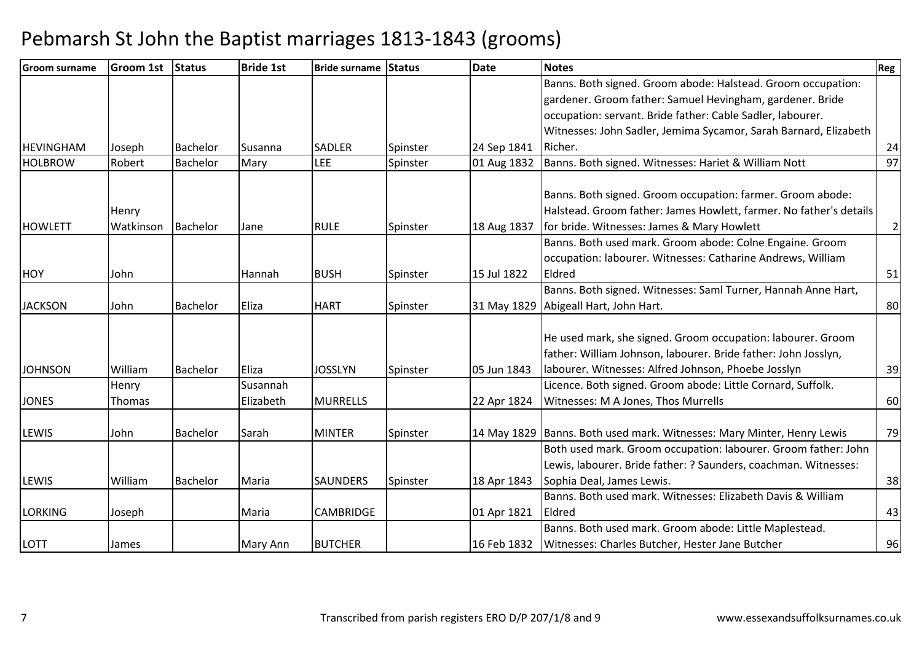# Pebmarsh St John the Baptist marriages 1813-1843 (grooms)

| Groom surname | Groom 1st | Status | Bride 1st | Bride surname | Status | Date | Notes | Reg |
|---|---|---|---|---|---|---|---|---|
| HEVINGHAM | Joseph | Bachelor | Susanna | SADLER | Spinster | 24 Sep 1841 | Banns. Both signed. Groom abode: Halstead. Groom occupation: gardener. Groom father: Samuel Hevingham, gardener. Bride occupation: servant. Bride father: Cable Sadler, labourer. Witnesses: John Sadler, Jemima Sycamor, Sarah Barnard, Elizabeth Richer. | 24 |
| HOLBROW | Robert | Bachelor | Mary | LEE | Spinster | 01 Aug 1832 | Banns. Both signed. Witnesses: Hariet & William Nott | 97 |
| HOWLETT | Henry Watkinson | Bachelor | Jane | RULE | Spinster | 18 Aug 1837 | Banns. Both signed. Groom occupation: farmer. Groom abode: Halstead. Groom father: James Howlett, farmer. No father's details for bride. Witnesses: James & Mary Howlett | 2 |
| HOY | John | | Hannah | BUSH | Spinster | 15 Jul 1822 | Banns. Both used mark. Groom abode: Colne Engaine. Groom occupation: labourer. Witnesses: Catharine Andrews, William Eldred | 51 |
| JACKSON | John | Bachelor | Eliza | HART | Spinster | 31 May 1829 | Banns. Both signed. Witnesses: Saml Turner, Hannah Anne Hart, Abigeall Hart, John Hart. | 80 |
| JOHNSON | William | Bachelor | Eliza | JOSSLYN | Spinster | 05 Jun 1843 | He used mark, she signed. Groom occupation: labourer. Groom father: William Johnson, labourer. Bride father: John Josslyn, labourer. Witnesses: Alfred Johnson, Phoebe Josslyn | 39 |
| JONES | Henry Thomas | | Susannah Elizabeth | MURRELLS | | 22 Apr 1824 | Licence. Both signed. Groom abode: Little Cornard, Suffolk. Witnesses: M A Jones, Thos Murrells | 60 |
| LEWIS | John | Bachelor | Sarah | MINTER | Spinster | 14 May 1829 | Banns. Both used mark. Witnesses: Mary Minter, Henry Lewis | 79 |
| LEWIS | William | Bachelor | Maria | SAUNDERS | Spinster | 18 Apr 1843 | Both used mark. Groom occupation: labourer. Groom father: John Lewis, labourer. Bride father: ? Saunders, coachman. Witnesses: Sophia Deal, James Lewis. | 38 |
| LORKING | Joseph | | Maria | CAMBRIDGE | | 01 Apr 1821 | Banns. Both used mark. Witnesses: Elizabeth Davis & William Eldred | 43 |
| LOTT | James | | Mary Ann | BUTCHER | | 16 Feb 1832 | Banns. Both used mark. Groom abode: Little Maplestead. Witnesses: Charles Butcher, Hester Jane Butcher | 96 |

Transcribed from parish registers ERO D/P 207/1/8 and 9 www.essexandsuffolksurnames.co.uk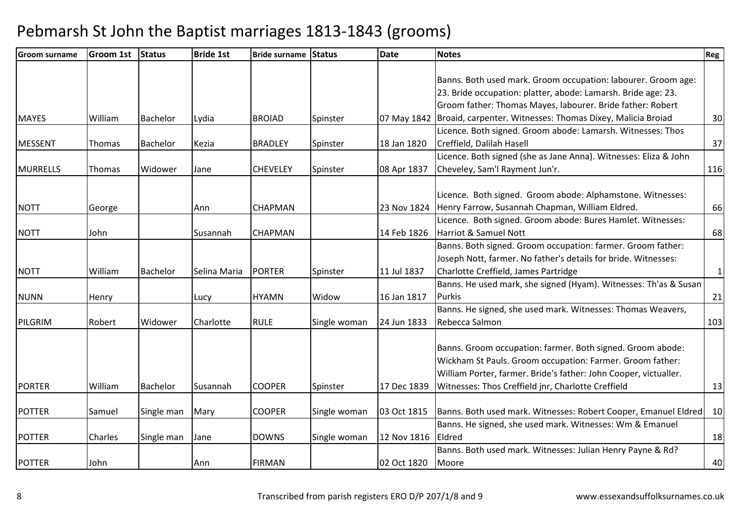# Pebmarsh St John the Baptist marriages 1813-1843 (grooms)

| Groom surname | Groom 1st | Status | Bride 1st | Bride surname | Status | Date | Notes | Reg |
|---|---|---|---|---|---|---|---|---|
| MAYES | William | Bachelor | Lydia | BROIAD | Spinster | 07 May 1842 | Banns. Both used mark. Groom occupation: labourer. Groom age: 23. Bride occupation: platter, abode: Lamarsh. Bride age: 23. Groom father: Thomas Mayes, labourer. Bride father: Robert Broaid, carpenter. Witnesses: Thomas Dixey, Malicia Broiad | 30 |
| MESSENT | Thomas | Bachelor | Kezia | BRADLEY | Spinster | 18 Jan 1820 | Licence. Both signed. Groom abode: Lamarsh. Witnesses: Thos Creffield, Dalilah Hasell | 37 |
| MURRELLS | Thomas | Widower | Jane | CHEVELEY | Spinster | 08 Apr 1837 | Licence. Both signed (she as Jane Anna). Witnesses: Eliza & John Cheveley, Sam'l Rayment Jun'r. | 116 |
| NOTT | George | | Ann | CHAPMAN | | 23 Nov 1824 | Licence. Both signed. Groom abode: Alphamstone. Witnesses: Henry Farrow, Susannah Chapman, William Eldred. | 66 |
| NOTT | John | | Susannah | CHAPMAN | | 14 Feb 1826 | Licence. Both signed. Groom abode: Bures Hamlet. Witnesses: Harriot & Samuel Nott | 68 |
| NOTT | William | Bachelor | Selina Maria | PORTER | Spinster | 11 Jul 1837 | Banns. Both signed. Groom occupation: farmer. Groom father: Joseph Nott, farmer. No father's details for bride. Witnesses: Charlotte Creffield, James Partridge | 1 |
| NUNN | Henry | | Lucy | HYAMN | Widow | 16 Jan 1817 | Banns. He used mark, she signed (Hyam). Witnesses: Th'as & Susan Purkis | 21 |
| PILGRIM | Robert | Widower | Charlotte | RULE | Single woman | 24 Jun 1833 | Banns. He signed, she used mark. Witnesses: Thomas Weavers, Rebecca Salmon | 103 |
| PORTER | William | Bachelor | Susannah | COOPER | Spinster | 17 Dec 1839 | Banns. Groom occupation: farmer. Both signed. Groom abode: Wickham St Pauls. Groom occupation: Farmer. Groom father: William Porter, farmer. Bride's father: John Cooper, victualler. Witnesses: Thos Creffield jnr, Charlotte Creffield | 13 |
| POTTER | Samuel | Single man | Mary | COOPER | Single woman | 03 Oct 1815 | Banns. Both used mark. Witnesses: Robert Cooper, Emanuel Eldred | 10 |
| POTTER | Charles | Single man | Jane | DOWNS | Single woman | 12 Nov 1816 | Banns. He signed, she used mark. Witnesses: Wm & Emanuel Eldred | 18 |
| POTTER | John | | Ann | FIRMAN | | 02 Oct 1820 | Banns. Both used mark. Witnesses: Julian Henry Payne & Rd? Moore | 40 |

Transcribed from parish registers ERO D/P 207/1/8 and 9

www.essexandsuffolksurnames.co.uk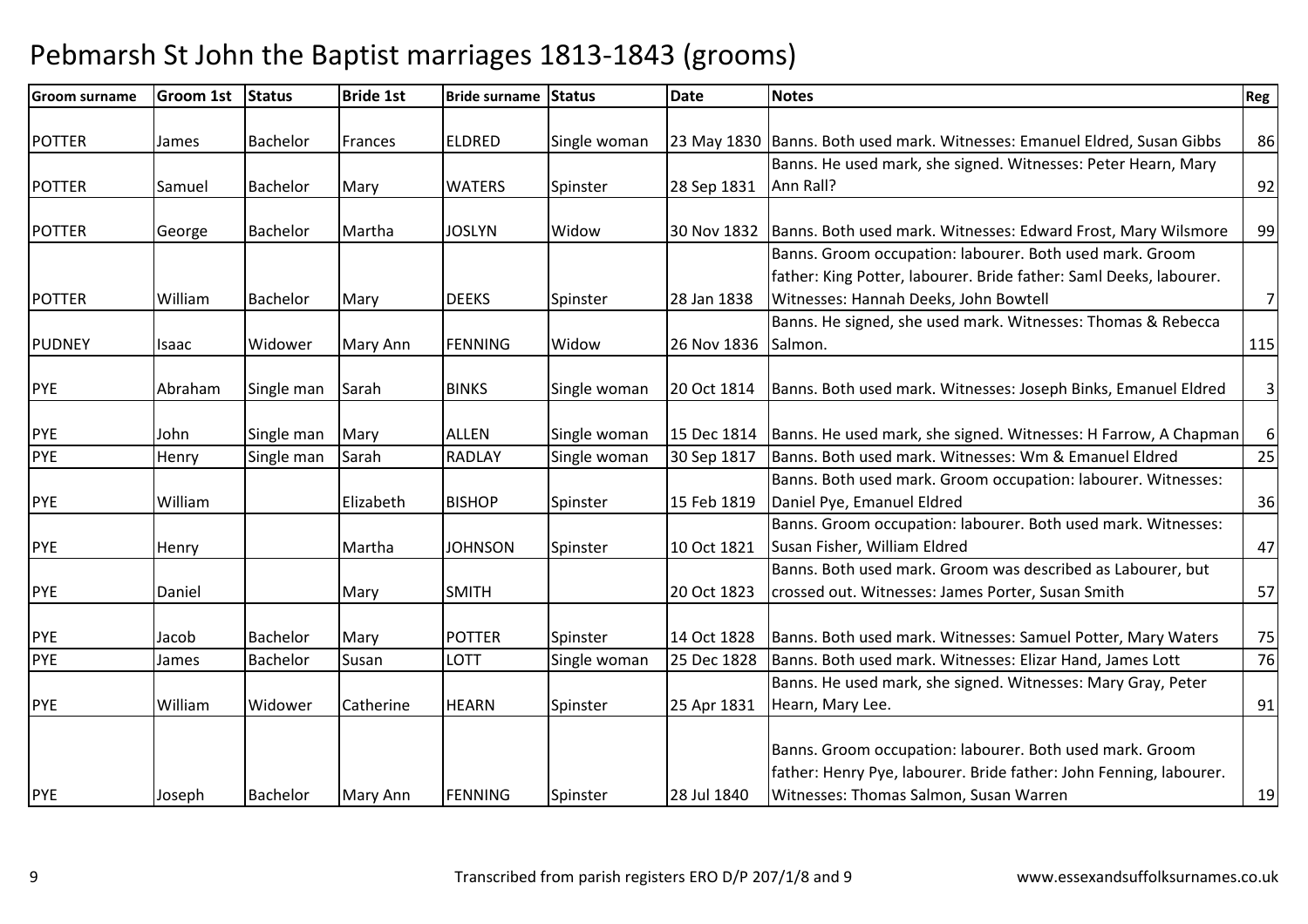# Pebmarsh St John the Baptist marriages 1813-1843 (grooms)

| Groom surname | Groom 1st | Status | Bride 1st | Bride surname | Status | Date | Notes | Reg |
|---|---|---|---|---|---|---|---|---|
| POTTER | James | Bachelor | Frances | ELDRED | Single woman | 23 May 1830 | Banns. Both used mark. Witnesses: Emanuel Eldred, Susan Gibbs | 86 |
| POTTER | Samuel | Bachelor | Mary | WATERS | Spinster | 28 Sep 1831 | Banns. He used mark, she signed. Witnesses: Peter Hearn, Mary Ann Rall? | 92 |
| POTTER | George | Bachelor | Martha | JOSLYN | Widow | 30 Nov 1832 | Banns. Both used mark. Witnesses: Edward Frost, Mary Wilsmore | 99 |
| POTTER | William | Bachelor | Mary | DEEKS | Spinster | 28 Jan 1838 | Banns. Groom occupation: labourer. Both used mark. Groom father: King Potter, labourer. Bride father: Saml Deeks, labourer. Witnesses: Hannah Deeks, John Bowtell | 7 |
| PUDNEY | Isaac | Widower | Mary Ann | FENNING | Widow | 26 Nov 1836 | Banns. He signed, she used mark. Witnesses: Thomas & Rebecca Salmon. | 115 |
| PYE | Abraham | Single man | Sarah | BINKS | Single woman | 20 Oct 1814 | Banns. Both used mark. Witnesses: Joseph Binks, Emanuel Eldred | 3 |
| PYE | John | Single man | Mary | ALLEN | Single woman | 15 Dec 1814 | Banns. He used mark, she signed. Witnesses: H Farrow, A Chapman | 6 |
| PYE | Henry | Single man | Sarah | RADLAY | Single woman | 30 Sep 1817 | Banns. Both used mark. Witnesses: Wm & Emanuel Eldred | 25 |
| PYE | William | | Elizabeth | BISHOP | Spinster | 15 Feb 1819 | Banns. Both used mark. Groom occupation: labourer. Witnesses: Daniel Pye, Emanuel Eldred | 36 |
| PYE | Henry | | Martha | JOHNSON | Spinster | 10 Oct 1821 | Banns. Groom occupation: labourer. Both used mark. Witnesses: Susan Fisher, William Eldred | 47 |
| PYE | Daniel | | Mary | SMITH | | 20 Oct 1823 | Banns. Both used mark. Groom was described as Labourer, but crossed out. Witnesses: James Porter, Susan Smith | 57 |
| PYE | Jacob | Bachelor | Mary | POTTER | Spinster | 14 Oct 1828 | Banns. Both used mark. Witnesses: Samuel Potter, Mary Waters | 75 |
| PYE | James | Bachelor | Susan | LOTT | Single woman | 25 Dec 1828 | Banns. Both used mark. Witnesses: Elizar Hand, James Lott | 76 |
| PYE | William | Widower | Catherine | HEARN | Spinster | 25 Apr 1831 | Banns. He used mark, she signed. Witnesses: Mary Gray, Peter Hearn, Mary Lee. | 91 |
| PYE | Joseph | Bachelor | Mary Ann | FENNING | Spinster | 28 Jul 1840 | Banns. Groom occupation: labourer. Both used mark. Groom father: Henry Pye, labourer. Bride father: John Fenning, labourer. Witnesses: Thomas Salmon, Susan Warren | 19 |

Transcribed from parish registers ERO D/P 207/1/8 and 9 www.essexandsuffolksurnames.co.uk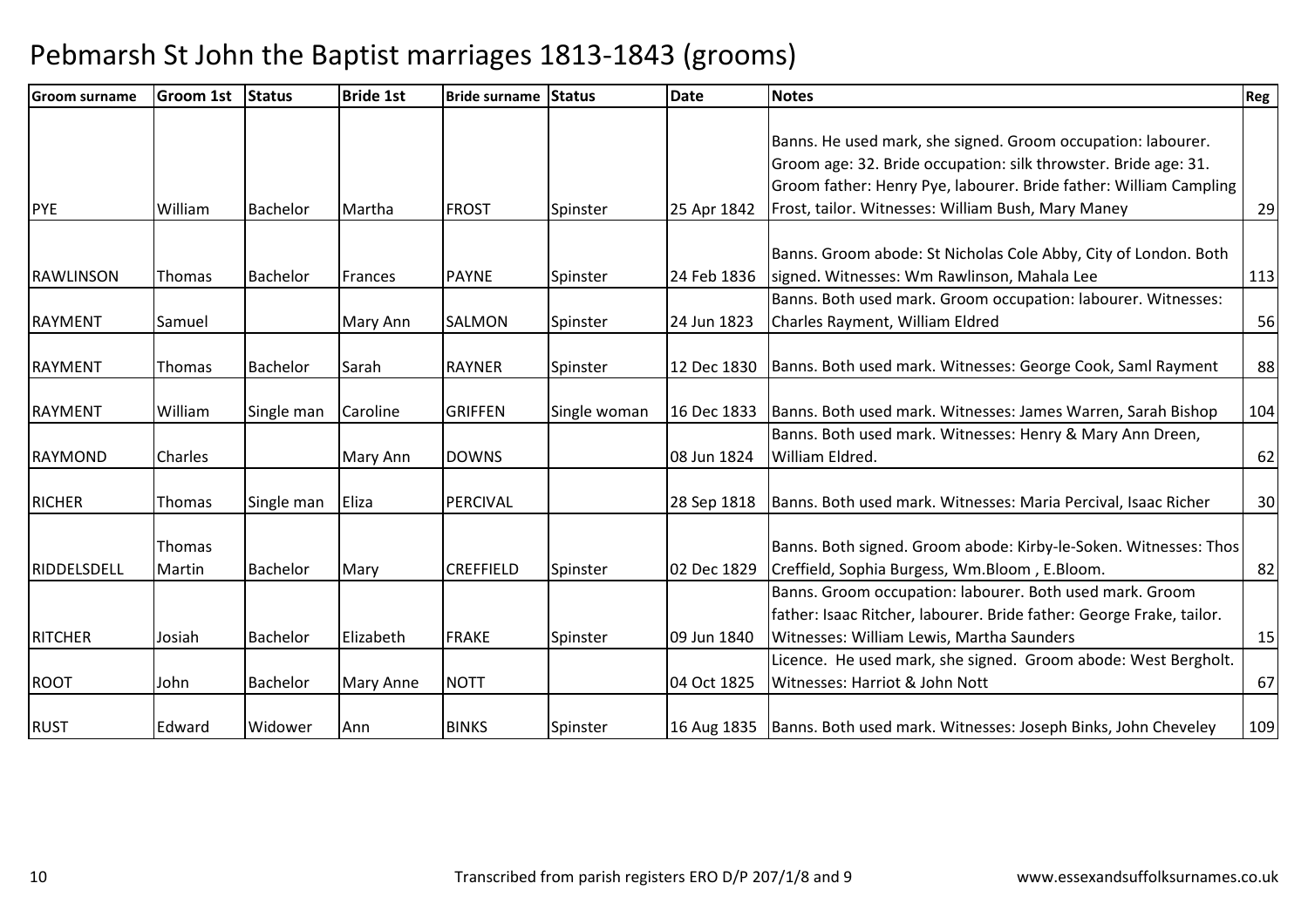# Pebmarsh St John the Baptist marriages 1813-1843 (grooms)

| Groom surname | Groom 1st | Status | Bride 1st | Bride surname | Status | Date | Notes | Reg |
|---|---|---|---|---|---|---|---|---|
| PYE | William | Bachelor | Martha | FROST | Spinster | 25 Apr 1842 | Banns. He used mark, she signed. Groom occupation: labourer. Groom age: 32. Bride occupation: silk throwster. Bride age: 31. Groom father: Henry Pye, labourer. Bride father: William Campling Frost, tailor. Witnesses: William Bush, Mary Maney | 29 |
| RAWLINSON | Thomas | Bachelor | Frances | PAYNE | Spinster | 24 Feb 1836 | Banns. Groom abode: St Nicholas Cole Abby, City of London. Both signed. Witnesses: Wm Rawlinson, Mahala Lee | 113 |
| RAYMENT | Samuel | | Mary Ann | SALMON | Spinster | 24 Jun 1823 | Banns. Both used mark. Groom occupation: labourer. Witnesses: Charles Rayment, William Eldred | 56 |
| RAYMENT | Thomas | Bachelor | Sarah | RAYNER | Spinster | 12 Dec 1830 | Banns. Both used mark. Witnesses: George Cook, Saml Rayment | 88 |
| RAYMENT | William | Single man | Caroline | GRIFFEN | Single woman | 16 Dec 1833 | Banns. Both used mark. Witnesses: James Warren, Sarah Bishop | 104 |
| RAYMOND | Charles | | Mary Ann | DOWNS | | 08 Jun 1824 | Banns. Both used mark. Witnesses: Henry & Mary Ann Dreen, William Eldred. | 62 |
| RICHER | Thomas | Single man | Eliza | PERCIVAL | | 28 Sep 1818 | Banns. Both used mark. Witnesses: Maria Percival, Isaac Richer | 30 |
| RIDDELSDELL | Thomas Martin | Bachelor | Mary | CREFFIELD | Spinster | 02 Dec 1829 | Banns. Both signed. Groom abode: Kirby-le-Soken. Witnesses: Thos Creffield, Sophia Burgess, Wm.Bloom , E.Bloom. | 82 |
| RITCHER | Josiah | Bachelor | Elizabeth | FRAKE | Spinster | 09 Jun 1840 | Banns. Groom occupation: labourer. Both used mark. Groom father: Isaac Ritcher, labourer. Bride father: George Frake, tailor. Witnesses: William Lewis, Martha Saunders | 15 |
| ROOT | John | Bachelor | Mary Anne | NOTT | | 04 Oct 1825 | Licence. He used mark, she signed. Groom abode: West Bergholt. Witnesses: Harriot & John Nott | 67 |
| RUST | Edward | Widower | Ann | BINKS | Spinster | 16 Aug 1835 | Banns. Both used mark. Witnesses: Joseph Binks, John Cheveley | 109 |

Transcribed from parish registers ERO D/P 207/1/8 and 9 www.essexandsuffolksurnames.co.uk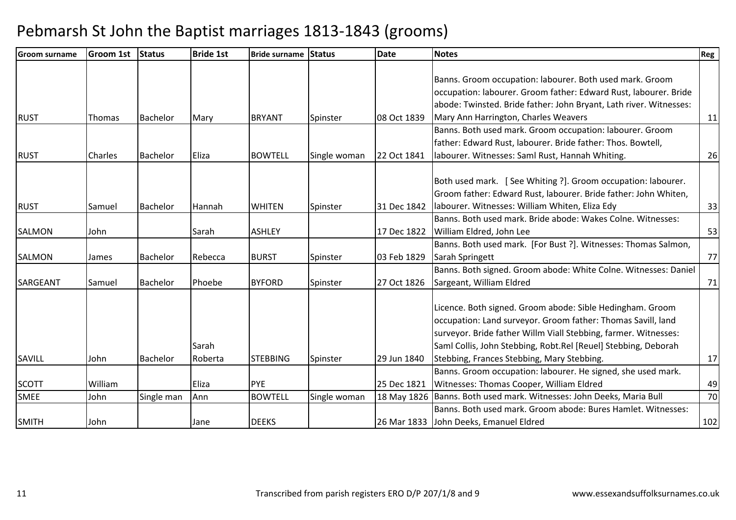# Pebmarsh St John the Baptist marriages 1813-1843 (grooms)

| Groom surname | Groom 1st | Status | Bride 1st | Bride surname | Status | Date | Notes | Reg |
|---|---|---|---|---|---|---|---|---|
| RUST | Thomas | Bachelor | Mary | BRYANT | Spinster | 08 Oct 1839 | Banns. Groom occupation: labourer. Both used mark. Groom occupation: labourer. Groom father: Edward Rust, labourer. Bride abode: Twinsted. Bride father: John Bryant, Lath river. Witnesses: Mary Ann Harrington, Charles Weavers | 11 |
| RUST | Charles | Bachelor | Eliza | BOWTELL | Single woman | 22 Oct 1841 | Banns. Both used mark. Groom occupation: labourer. Groom father: Edward Rust, labourer. Bride father: Thos. Bowtell, labourer. Witnesses: Saml Rust, Hannah Whiting. | 26 |
| RUST | Samuel | Bachelor | Hannah | WHITEN | Spinster | 31 Dec 1842 | Both used mark. [ See Whiting ?]. Groom occupation: labourer. Groom father: Edward Rust, labourer. Bride father: John Whiten, labourer. Witnesses: William Whiten, Eliza Edy | 33 |
| SALMON | John | | Sarah | ASHLEY | | 17 Dec 1822 | Banns. Both used mark. Bride abode: Wakes Colne. Witnesses: William Eldred, John Lee | 53 |
| SALMON | James | Bachelor | Rebecca | BURST | Spinster | 03 Feb 1829 | Banns. Both used mark. [For Bust ?]. Witnesses: Thomas Salmon, Sarah Springett | 77 |
| SARGEANT | Samuel | Bachelor | Phoebe | BYFORD | Spinster | 27 Oct 1826 | Banns. Both signed. Groom abode: White Colne. Witnesses: Daniel Sargeant, William Eldred | 71 |
| SAVILL | John | Bachelor | Sarah Roberta | STEBBING | Spinster | 29 Jun 1840 | Licence. Both signed. Groom abode: Sible Hedingham. Groom occupation: Land surveyor. Groom father: Thomas Savill, land surveyor. Bride father Willm Viall Stebbing, farmer. Witnesses: Saml Collis, John Stebbing, Robt.Rel [Reuel] Stebbing, Deborah Stebbing, Frances Stebbing, Mary Stebbing. | 17 |
| SCOTT | William | | Eliza | PYE | | 25 Dec 1821 | Banns. Groom occupation: labourer. He signed, she used mark. Witnesses: Thomas Cooper, William Eldred | 49 |
| SMEE | John | Single man | Ann | BOWTELL | Single woman | 18 May 1826 | Banns. Both used mark. Witnesses: John Deeks, Maria Bull | 70 |
| SMITH | John | | Jane | DEEKS | | 26 Mar 1833 | Banns. Both used mark. Groom abode: Bures Hamlet. Witnesses: John Deeks, Emanuel Eldred | 102 |

Transcribed from parish registers ERO D/P 207/1/8 and 9 www.essexandsuffolksurnames.co.uk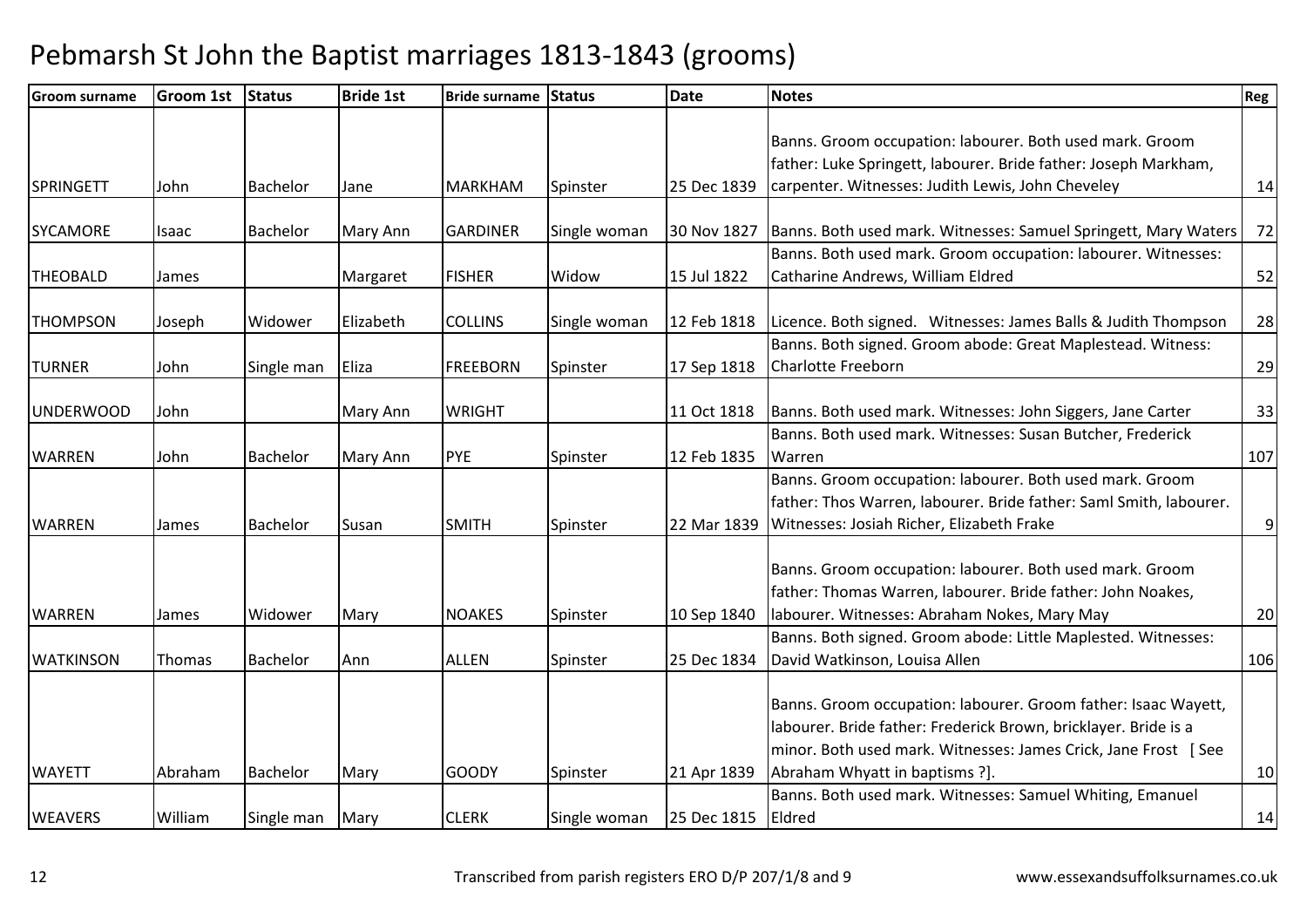# Pebmarsh St John the Baptist marriages 1813-1843 (grooms)

| Groom surname | Groom 1st | Status | Bride 1st | Bride surname | Status | Date | Notes | Reg |
|---|---|---|---|---|---|---|---|---|
| SPRINGETT | John | Bachelor | Jane | MARKHAM | Spinster | 25 Dec 1839 | Banns. Groom occupation: labourer. Both used mark. Groom father: Luke Springett, labourer. Bride father: Joseph Markham, carpenter. Witnesses: Judith Lewis, John Cheveley | 14 |
| SYCAMORE | Isaac | Bachelor | Mary Ann | GARDINER | Single woman | 30 Nov 1827 | Banns. Both used mark. Witnesses: Samuel Springett, Mary Waters | 72 |
| THEOBALD | James | | Margaret | FISHER | Widow | 15 Jul 1822 | Banns. Both used mark. Groom occupation: labourer. Witnesses: Catharine Andrews, William Eldred | 52 |
| THOMPSON | Joseph | Widower | Elizabeth | COLLINS | Single woman | 12 Feb 1818 | Licence. Both signed. Witnesses: James Balls & Judith Thompson | 28 |
| TURNER | John | Single man | Eliza | FREEBORN | Spinster | 17 Sep 1818 | Banns. Both signed. Groom abode: Great Maplestead. Witness: Charlotte Freeborn | 29 |
| UNDERWOOD | John | | Mary Ann | WRIGHT | | 11 Oct 1818 | Banns. Both used mark. Witnesses: John Siggers, Jane Carter | 33 |
| WARREN | John | Bachelor | Mary Ann | PYE | Spinster | 12 Feb 1835 | Banns. Both used mark. Witnesses: Susan Butcher, Frederick Warren | 107 |
| WARREN | James | Bachelor | Susan | SMITH | Spinster | 22 Mar 1839 | Banns. Groom occupation: labourer. Both used mark. Groom father: Thos Warren, labourer. Bride father: Saml Smith, labourer. Witnesses: Josiah Richer, Elizabeth Frake | 9 |
| WARREN | James | Widower | Mary | NOAKES | Spinster | 10 Sep 1840 | Banns. Groom occupation: labourer. Both used mark. Groom father: Thomas Warren, labourer. Bride father: John Noakes, labourer. Witnesses: Abraham Nokes, Mary May | 20 |
| WATKINSON | Thomas | Bachelor | Ann | ALLEN | Spinster | 25 Dec 1834 | Banns. Both signed. Groom abode: Little Maplested. Witnesses: David Watkinson, Louisa Allen | 106 |
| WAYETT | Abraham | Bachelor | Mary | GOODY | Spinster | 21 Apr 1839 | Banns. Groom occupation: labourer. Groom father: Isaac Wayett, labourer. Bride father: Frederick Brown, bricklayer. Bride is a minor. Both used mark. Witnesses: James Crick, Jane Frost [ See Abraham Whyatt in baptisms ?]. | 10 |
| WEAVERS | William | Single man | Mary | CLERK | Single woman | 25 Dec 1815 | Banns. Both used mark. Witnesses: Samuel Whiting, Emanuel Eldred | 14 |

Transcribed from parish registers ERO D/P 207/1/8 and 9 www.essexandsuffolksurnames.co.uk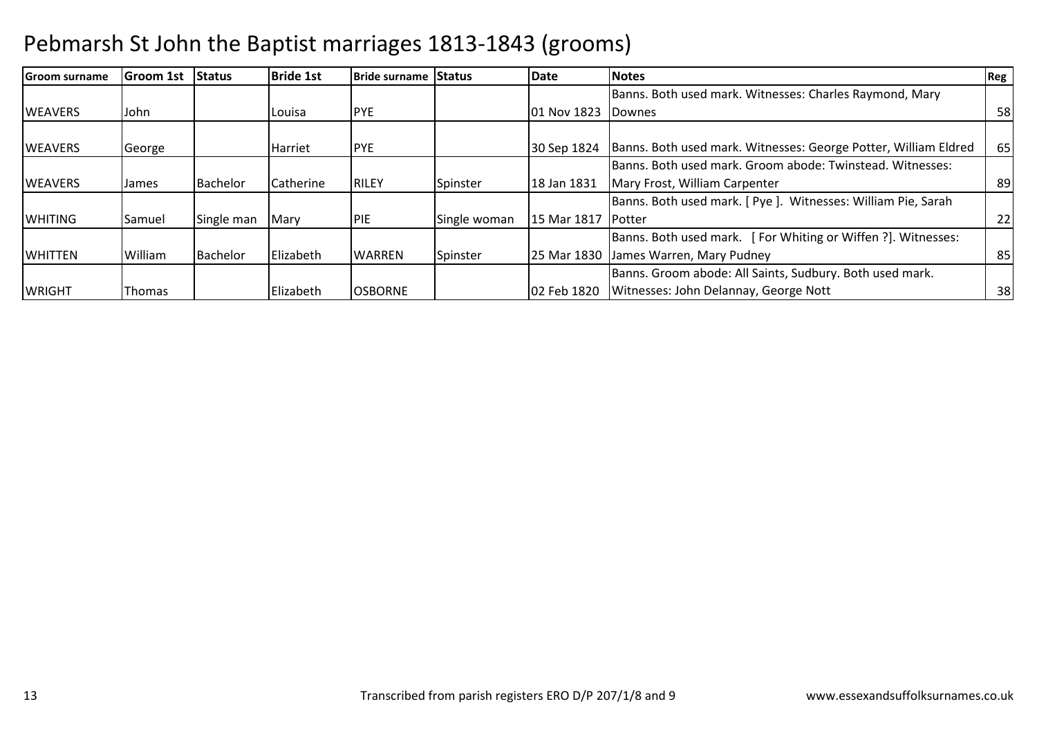# Pebmarsh St John the Baptist marriages 1813-1843 (grooms)

| Groom surname | Groom 1st | Status | Bride 1st | Bride surname | Status | Date | Notes | Reg |
|---|---|---|---|---|---|---|---|---|
| WEAVERS | John | | Louisa | PYE | | 01 Nov 1823 | Banns. Both used mark. Witnesses: Charles Raymond, Mary Downes | 58 |
| WEAVERS | George | | Harriet | PYE | | 30 Sep 1824 | Banns. Both used mark. Witnesses: George Potter, William Eldred | 65 |
| WEAVERS | James | Bachelor | Catherine | RILEY | Spinster | 18 Jan 1831 | Banns. Both used mark. Groom abode: Twinstead. Witnesses: Mary Frost, William Carpenter | 89 |
| WHITING | Samuel | Single man | Mary | PIE | Single woman | 15 Mar 1817 | Banns. Both used mark. [ Pye ]. Witnesses: William Pie, Sarah Potter | 22 |
| WHITTEN | William | Bachelor | Elizabeth | WARREN | Spinster | 25 Mar 1830 | Banns. Both used mark. [ For Whiting or Wiffen ?]. Witnesses: James Warren, Mary Pudney | 85 |
| WRIGHT | Thomas | | Elizabeth | OSBORNE | | 02 Feb 1820 | Banns. Groom abode: All Saints, Sudbury. Both used mark. Witnesses: John Delannay, George Nott | 38 |

Transcribed from parish registers ERO D/P 207/1/8 and 9

www.essexandsuffolksurnames.co.uk